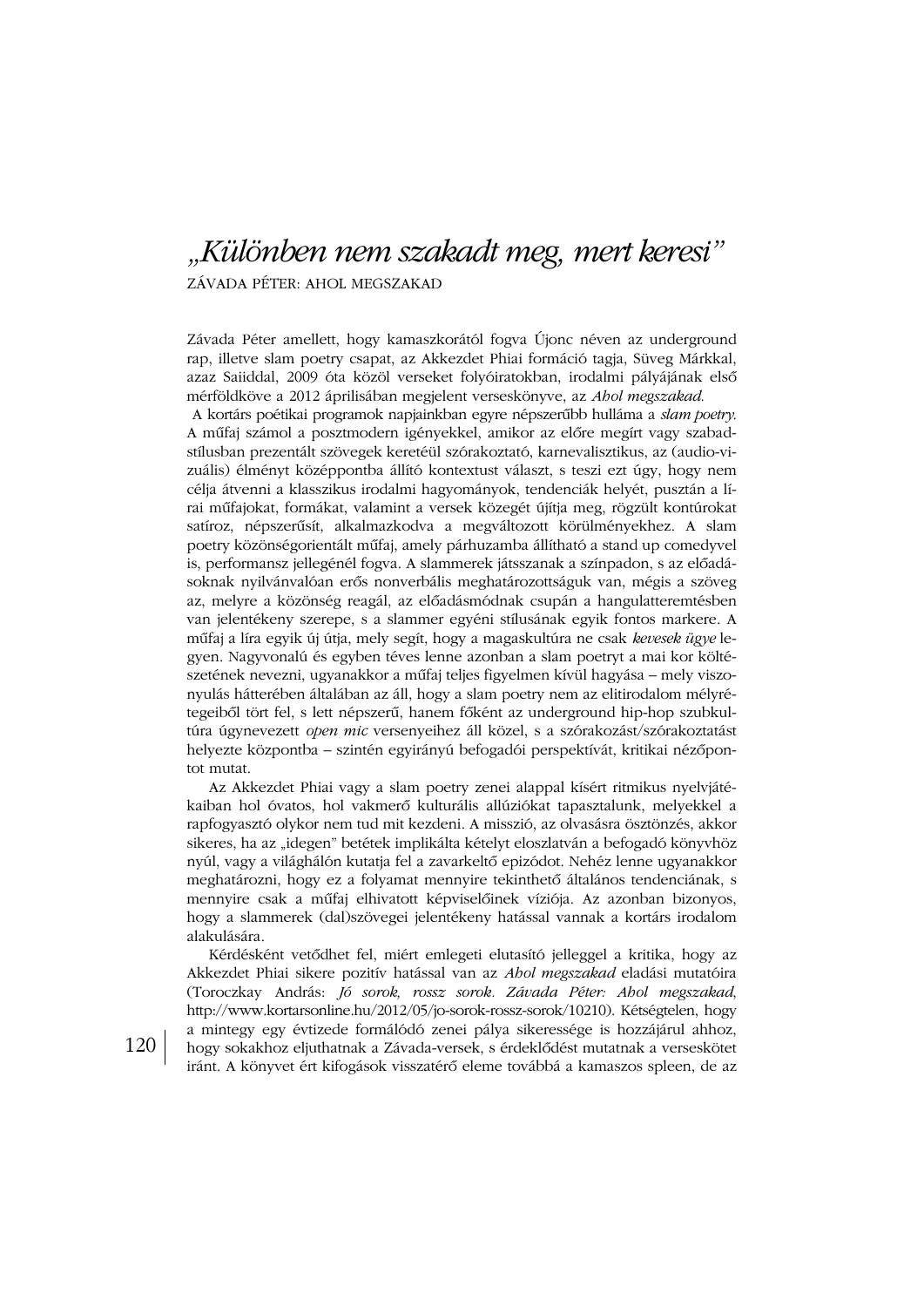# *„Különben nem szakadt meg, mert keresi”*

ZÁVADA PÉTER: AHOL MEGSZAKAD

Závada Péter amellett, hogy kamaszkorától fogva Újonc néven az underground rap, illetve slam poetry csapat, az Akkezdet Phiai formáció tagja, Süveg Márkkal, azaz Saiiddal, 2009 óta közöl verseket folyóiratokban, irodalmi pályájának első mérföldköve a 2012 áprilisában megjelent verseskönyve, az *Ahol megszakad.*

A kortárs poétikai programok napjainkban egyre népszerűbb hulláma a *slam poetry.* A műfaj számol a posztmodern igényekkel, amikor az előre megírt vagy szabadstílusban prezentált szövegek keretéül szórakoztató, karnevalisztikus, az (audio-vizuális) élményt középpontba állító kontextust választ, s teszi ezt úgy, hogy nem célja átvenni a klasszikus irodalmi hagyományok, tendenciák helyét, pusztán a lírai műfajokat, formákat, valamint a versek közegét újítja meg, rögzült kontúrokat satíroz, népszerűsít, alkalmazkodva a megváltozott körülményekhez. A slam poetry közönségorientált műfaj, amely párhuzamba állítható a stand up comedyvel is, performansz jellegénél fogva. A slammerek játsszanak a színpadon, s az előadásoknak nyilvánvalóan erős nonverbális meghatározottságuk van, mégis a szöveg az, melyre a közönség reagál, az előadásmódnak csupán a hangulatteremtésben van jelentékeny szerepe, s a slammer egyéni stílusának egyik fontos markere. A műfaj a líra egyik új útja, mely segít, hogy a magaskultúra ne csak *kevesek ügye* legyen. Nagyvonalú és egyben téves lenne azonban a slam poetryt a mai kor költészetének nevezni, ugyanakkor a műfaj teljes figyelmen kívül hagyása – mely viszonyulás hátterében általában az áll, hogy a slam poetry nem az elitirodalom mélyrétegeiből tört fel, s lett népszerű, hanem főként az underground hip-hop szubkultúra úgynevezett *open mic* versenyeihez áll közel, s a szórakozást/szórakoztatást helyezte központba – szintén egyirányú befogadói perspektívát, kritikai nézőpontot mutat.

Az Akkezdet Phiai vagy a slam poetry zenei alappal kísért ritmikus nyelvjátékaiban hol óvatos, hol vakmerő kulturális allúziókat tapasztalunk, melyekkel a rapfogyasztó olykor nem tud mit kezdeni. A misszió, az olvasásra ösztönzés, akkor sikeres, ha az „idegen” betétek implikálta kételyt eloszlatván a befogadó könyvhöz nyúl, vagy a világhálón kutatja fel a zavarkeltő epizódot. Nehéz lenne ugyanakkor meghatározni, hogy ez a folyamat mennyire tekinthető általános tendenciának, s mennyire csak a műfaj elhivatott képviselőinek víziója. Az azonban bizonyos, hogy a slammerek (dal)szövegei jelentékeny hatással vannak a kortárs irodalom alakulására.

Kérdésként vetődhet fel, miért emlegeti elutasító jelleggel a kritika, hogy az Akkezdet Phiai sikere pozitív hatással van az *Ahol megszakad* eladási mutatóira (Toroczkay András: *Jó sorok, rossz sorok. Závada Péter: Ahol megszakad*, http://www.kortarsonline.hu/2012/05/jo-sorok-rossz-sorok/10210). Kétségtelen, hogy a mintegy egy évtizede formálódó zenei pálya sikeressége is hozzájárul ahhoz, hogy sokakhoz eljuthatnak a Závada-versek, s érdeklődést mutatnak a verseskötet iránt. A könyvet ért kifogások visszatérő eleme továbbá a kamaszos spleen, de az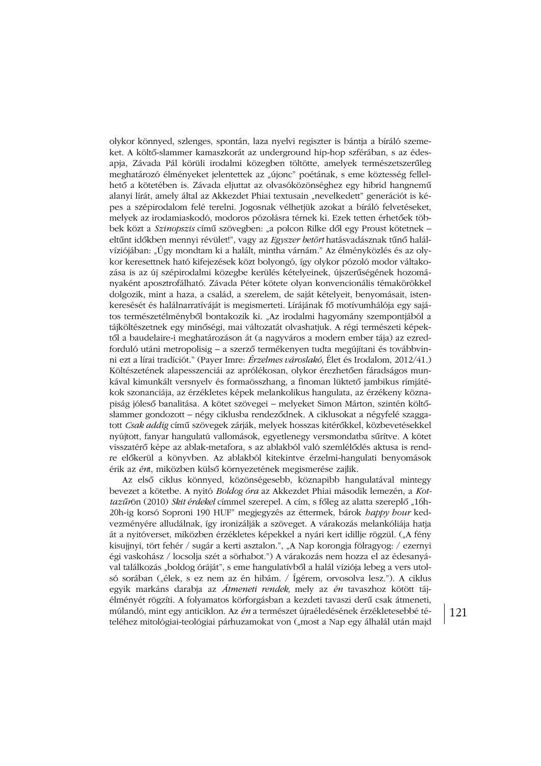olykor könnyed, szlenges, spontán, laza nyelvi regiszter is bántja a bíráló szemeket. A költő-slammer kamaszkorát az underground hip-hop szférában, s az édesapja, Závada Pál körüli irodalmi közegben töltötte, amelyek természetszerűleg meghatározó élményeket jelentettek az „újonc" poétának, s eme köztesség fellelhető a kötetében is. Závada eljuttat az olvasóközönséghez egy hibrid hangnemű alanyi lírát, amely által az Akkezdet Phiai textusain „nevelkedett" generációt is képes a szépirodalom felé terelni. Jogosnak vélhetjük azokat a bíráló felvetéseket, melyek az irodalmiaskodó, modoros pózolásra térnek ki. Ezek tetten érhetőek többek közt a *Szinopszis* című szövegben: „a polcon Rilke dől egy Proust kötetnek – eltűnt időkben mennyi révület!", vagy az *Egyszer betört* hatásvadásznak tűnő halálvíziójában: „Úgy mondtam ki a halált, mintha várnám." Az élményközlés és az olykor keresettnek ható kifejezések közt bolyongó, így olykor pózoló modor váltakozása is az új szépirodalmi közegbe kerülés kételyeinek, újszerűségének hozományaként aposztrofálható. Závada Péter kötete olyan konvencionális témakörökkel dolgozik, mint a haza, a család, a szerelem, de saját kételyeit, benyomásait, istenkeresését és halálnarratíváját is megismerteti. Lírájának fő motívumhálója egy sajátos természetélményből bontakozik ki. „Az irodalmi hagyomány szempontjából a tájköltészetnek egy minőségi, mai változatát olvashatjuk. A régi természeti képektől a baudelaire-i meghatározáson át (a nagyváros a modern ember tája) az ezredforduló utáni metropolisig – a szerző termékenyen tudta megújítani és továbbvinni ezt a lírai tradíciót." (Payer Imre: *Érzelmes városlakó,* Élet és Irodalom, 2012/41.) Költészetének alapesszenciái az aprólékosan, olykor érezhetően fáradságos munkával kimunkált versnyelv és formaösszhang, a finoman lüktető jambikus rímjátékok szonanciája, az érzékletes képek melankolikus hangulata, az érzékeny köznapiság jóleső banalitása. A kötet szövegei – melyeket Simon Márton, szintén költő-slammer gondozott – négy ciklusba rendeződnek. A ciklusokat a négyfelé szaggatott *Csak addig* című szövegek zárják, melyek hosszas kitérőkkel, közbevetésekkel nyújtott, fanyar hangulatú vallomások, egyetlenegy versmondatba sűrítve. A kötet visszatérő képe az ablak-metafora, s az ablakból való szemlélődés aktusa is rendre előkerül a könyvben. Az ablakból kitekintve érzelmi-hangulati benyomások érik az *én*t, miközben külső környezetének megismerése zajlik.

Az első ciklus könnyed, közönségesebb, köznapibb hangulatával mintegy bevezet a kötetbe. A nyitó *Boldog óra* az Akkezdet Phiai második lemezén, a *Kottazűr*ön (2010) *Skit érdekel* címmel szerepel. A cím, s főleg az alatta szereplő „16h-20h-ig korsó Soproni 190 HUF" megjegyzés az éttermek, bárok *happy hour* kedvezményére alludálnak, így ironizálják a szöveget. A várakozás melankóliája hatja át a nyitóverset, miközben érzékletes képekkel a nyári kert idillje rögzül. („A fény kisujjnyi, tört fehér / sugár a kerti asztalon.", „A Nap korongja fölragyog: / ezernyi égi vaskohász / locsolja szét a sörhabot.") A várakozás nem hozza el az édesanyával találkozás „boldog óráját", s eme hangulatívből a halál víziója lebeg a vers utolsó sorában („élek, s ez nem az én hibám. / Ígérem, orvosolva lesz."). A ciklus egyik markáns darabja az *Átmeneti rendek,* mely az *én* tavaszhoz kötött tájélményét rögzíti. A folyamatos körforgásban a kezdeti tavaszi derű csak átmeneti, múlandó, mint egy anticiklon. Az *én* a természet újraéledésének érzékletesebbé tételéhez mitológiai-teológiai párhuzamokat von („most a Nap egy álhalál után majd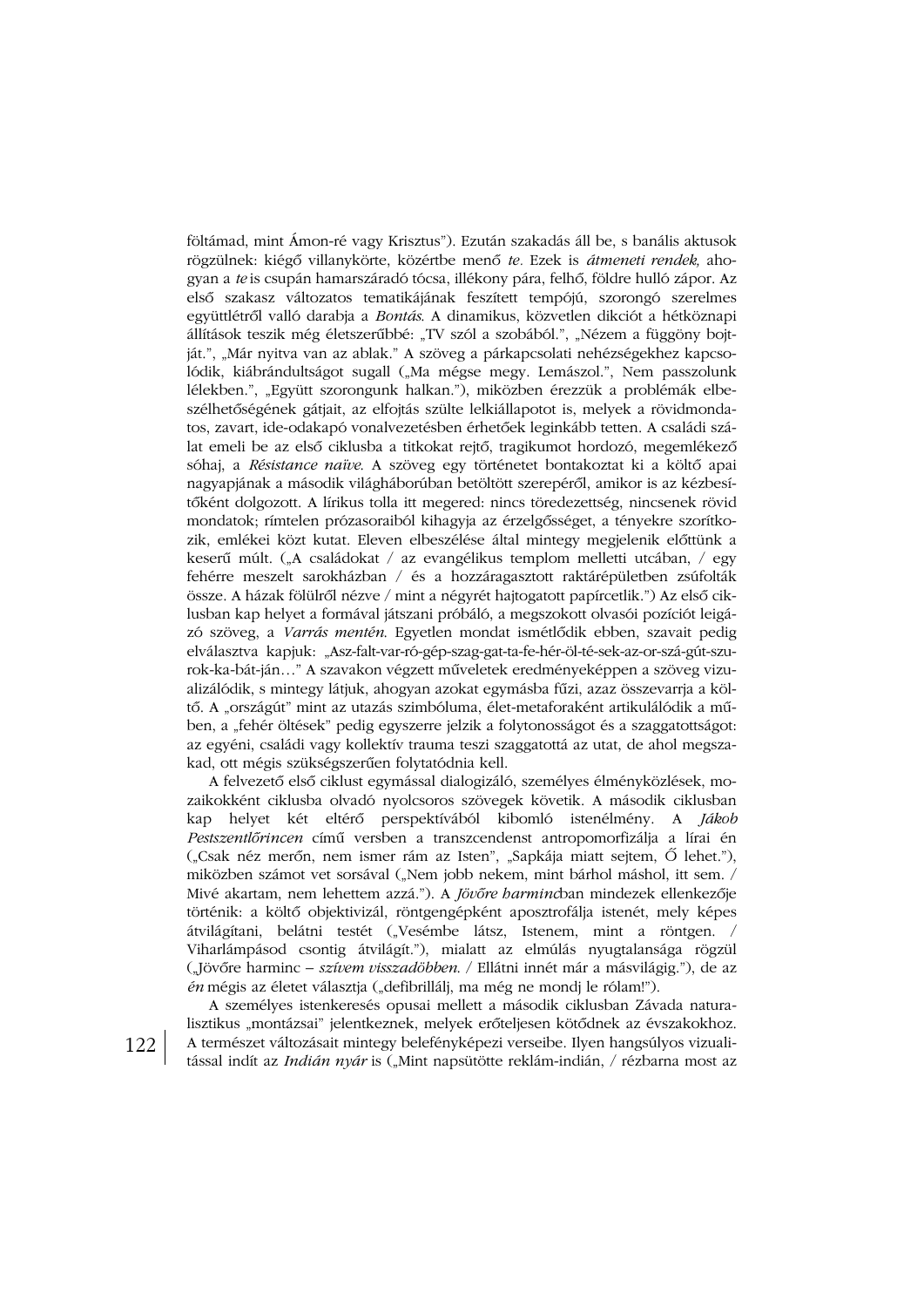föltámad, mint Ámon-ré vagy Krisztus"). Ezután szakadás áll be, s banális aktusok rögzülnek: kiégő villanykörte, közértbe menő *te*. Ezek is *átmeneti rendek,* ahogyan a *te* is csupán hamarszáradó tócsa, illékony pára, felhő, földre hulló zápor. Az első szakasz változatos tematikájának feszített tempójú, szorongó szerelmes együttlétről valló darabja a *Bontás.* A dinamikus, közvetlen dikciót a hétköznapi állítások teszik még életszerűbbé: „TV szól a szobából.", „Nézem a függöny bojtját.", „Már nyitva van az ablak." A szöveg a párkapcsolati nehézségekhez kapcsolódik, kiábrándultságot sugall („Ma mégse megy. Lemászol.", Nem passzolunk lélekben.", „Együtt szorongunk halkan."), miközben érezzük a problémák elbeszélhetőségének gátjait, az elfojtás szülte lelkiállapotot is, melyek a rövidmondatos, zavart, ide-odakapó vonalvezetésben érhetőek leginkább tetten. A családi szálat emeli be az első ciklusba a titkokat rejtő, tragikumot hordozó, megemlékező sóhaj, a *Résistance naïve.* A szöveg egy történetet bontakoztat ki a költő apai nagyapjának a második világháborúban betöltött szerepéről, amikor is az kézbesítőként dolgozott. A lírikus tolla itt megered: nincs töredezettség, nincsenek rövid mondatok; rímtelen prózasoraiból kihagyja az érzelgősséget, a tényekre szorítkozik, emlékei közt kutat. Eleven elbeszélése által mintegy megjelenik előttünk a keserű múlt. („A családokat / az evangélikus templom melletti utcában, / egy fehérre meszelt sarokházban / és a hozzáragasztott raktárépületben zsúfolták össze. A házak fölülről nézve / mint a négyrét hajtogatott papírcetlik.") Az első ciklusban kap helyet a formával játszani próbáló, a megszokott olvasói pozíciót leigázó szöveg, a *Varrás mentén.* Egyetlen mondat ismétlődik ebben, szavait pedig elválasztva kapjuk: „Asz-falt-var-ró-gép-szag-gat-ta-fe-hér-öl-té-sek-az-or-szá-gút-szu-rok-ka-bát-ján…" A szavakon végzett műveletek eredményeképpen a szöveg vizualizálódik, s mintegy látjuk, ahogyan azokat egymásba fűzi, azaz összevarrja a költő. A „országút" mint az utazás szimbóluma, élet-metaforaként artikulálódik a műben, a „fehér öltések" pedig egyszerre jelzik a folytonosságot és a szaggatottságot: az egyéni, családi vagy kollektív trauma teszi szaggatottá az utat, de ahol megszakad, ott mégis szükségszerűen folytatódnia kell.

A felvezető első ciklust egymással dialogizáló, személyes élményközlések, mozaikokként ciklusba olvadó nyolcsoros szövegek követik. A második ciklusban kap helyet két eltérő perspektívából kibomló istenélmény. A *Jákob Pestszentlőrincen* című versben a transzcendenst antropomorfizálja a lírai én („Csak néz merőn, nem ismer rám az Isten", „Sapkája miatt sejtem, Ő lehet."), miközben számot vet sorsával („Nem jobb nekem, mint bárhol máshol, itt sem. / Mivé akartam, nem lehettem azzá."). A *Jövőre harmin*cban mindezek ellenkezője történik: a költő objektivizál, röntgengépként aposztrofálja istenét, mely képes átvilágítani, belátni testét („Vesémbe látsz, Istenem, mint a röntgen. / Viharlámpásod csontig átvilágít."), mialatt az elmúlás nyugtalansága rögzül („Jövőre harminc – *szívem visszadöbben.* / Ellátni innét már a másvilágig."), de az *én* mégis az életet választja („defibrillálj, ma még ne mondj le rólam!").

A személyes istenkeresés opusai mellett a második ciklusban Závada naturalisztikus „montázsai" jelentkeznek, melyek erőteljesen kötődnek az évszakokhoz. A természet változásait mintegy belefényképezi verseibe. Ilyen hangsúlyos vizualitással indít az *Indián nyár* is („Mint napsütötte reklám-indián, / rézbarna most az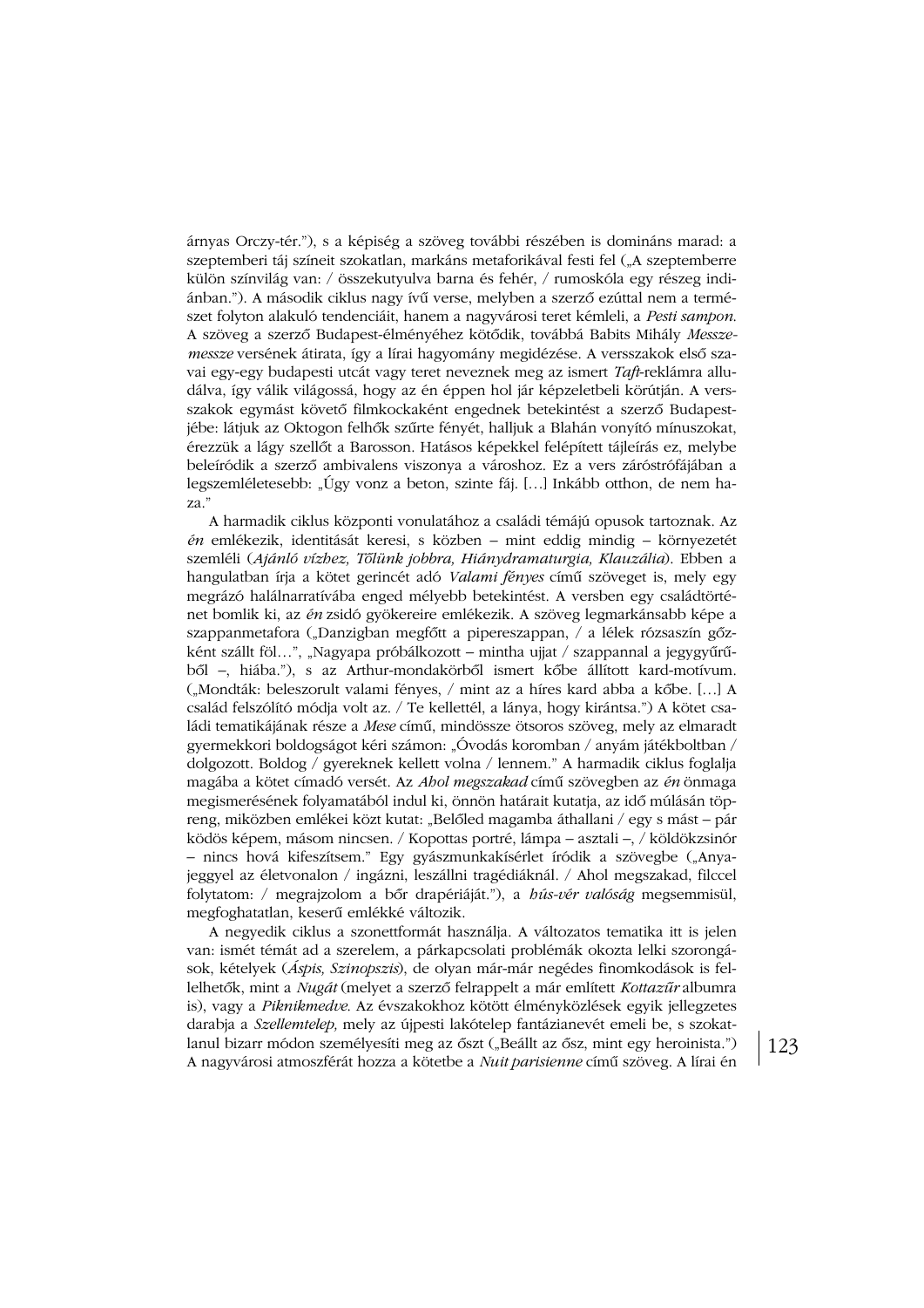árnyas Orczy-tér."), s a képiség a szöveg további részében is domináns marad: a szeptemberi táj színeit szokatlan, markáns metaforikával festi fel („A szeptemberre külön színvilág van: / összekutyulva barna és fehér, / rumoskóla egy részeg indiánban."). A második ciklus nagy ívű verse, melyben a szerző ezúttal nem a természet folyton alakuló tendenciáit, hanem a nagyvárosi teret kémleli, a *Pesti sampon*. A szöveg a szerző Budapest-élményéhez kötődik, továbbá Babits Mihály *Messze-messze* versének átirata, így a lírai hagyomány megidézése. A versszakok első szavai egy-egy budapesti utcát vagy teret neveznek meg az ismert *Taft*-reklámra alludálva, így válik világossá, hogy az én éppen hol jár képzeletbeli körútján. A versszakok egymást követő filmkockaként engednek betekintést a szerző Budapestjébe: látjuk az Oktogon felhők szűrte fényét, halljuk a Blahán vonyító mínuszokat, érezzük a lágy szellőt a Barosson. Hatásos képekkel felépített tájleírás ez, melybe beleíródik a szerző ambivalens viszonya a városhoz. Ez a vers záróstrófájában a legszemléletesebb: „Úgy vonz a beton, szinte fáj. […] Inkább otthon, de nem haza."

A harmadik ciklus központi vonulatához a családi témájú opusok tartoznak. Az *én* emlékezik, identitását keresi, s közben – mint eddig mindig – környezetét szemléli (*Ajánló vízhez, Tőlünk jobbra, Hiánydramaturgia, Klauzália*). Ebben a hangulatban írja a kötet gerincét adó *Valami fényes* című szöveget is, mely egy megrázó halálnarratívába enged mélyebb betekintést. A versben egy családtörténet bomlik ki, az *én* zsidó gyökereire emlékezik. A szöveg legmarkánsabb képe a szappanmetafora („Danzigban megfőtt a pipereszappan, / a lélek rózsaszín gőzként szállt föl…", „Nagyapa próbálkozott – mintha ujjat / szappannal a jegygyűrűből –, hiába."), s az Arthur-mondakörből ismert kőbe állított kard-motívum. („Mondták: beleszorult valami fényes, / mint az a híres kard abba a kőbe. […] A család felszólító módja volt az. / Te kellettél, a lánya, hogy kirántsa.") A kötet családi tematikájának része a *Mese* című, mindössze ötsoros szöveg, mely az elmaradt gyermekkori boldogságot kéri számon: „Óvodás koromban / anyám játékboltban / dolgozott. Boldog / gyereknek kellett volna / lennem." A harmadik ciklus foglalja magába a kötet címadó versét. Az *Ahol megszakad* című szövegben az *én* önmaga megismerésének folyamatából indul ki, önnön határait kutatja, az idő múlásán töpreng, miközben emlékei közt kutat: „Belőled magamba áthallani / egy s mást – pár ködös képem, másom nincsen. / Kopottas portré, lámpa – asztali –, / köldökzsinór – nincs hová kifeszítsem." Egy gyászmunkakísérlet íródik a szövegbe („Anyajeggyel az életvonalon / ingázni, leszállni tragédiáknál. / Ahol megszakad, filccel folytatom: / megrajzolom a bőr drapériáját."), a *hús-vér valóság* megsemmisül, megfoghatatlan, keserű emlékké változik.

A negyedik ciklus a szonettformát használja. A változatos tematika itt is jelen van: ismét témát ad a szerelem, a párkapcsolati problémák okozta lelki szorongások, kételyek (*Áspis, Szinopszis*), de olyan már-már negédes finomkodások is fellelhetők, mint a *Nugát* (melyet a szerző felrappelt a már említett *Kottazűr* albumra is), vagy a *Piknikmedve*. Az évszakokhoz kötött élményközlések egyik jellegzetes darabja a *Szellemtelep,* mely az újpesti lakótelep fantázianevét emeli be, s szokatlanul bizarr módon személyesíti meg az őszt („Beállt az ősz, mint egy heroinista.") A nagyvárosi atmoszférát hozza a kötetbe a *Nuit parisienne* című szöveg. A lírai én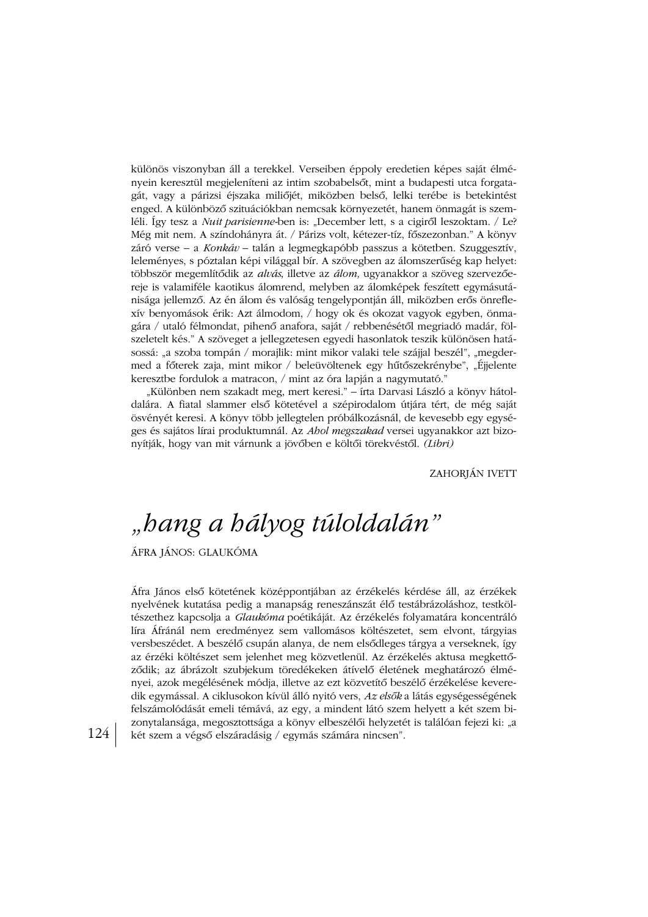különös viszonyban áll a terekkel. Verseiben éppoly eredetien képes saját élményein keresztül megjeleníteni az intim szobabelsőt, mint a budapesti utca forgatagát, vagy a párizsi éjszaka miliőjét, miközben belső, lelki terébe is betekintést enged. A különböző szituációkban nemcsak környezetét, hanem önmagát is szemléli. Így tesz a *Nuit parisienne*-ben is: „December lett, s a cigiről leszoktam. / Le? Még mit nem. A színdohányra át. / Párizs volt, kétezer-tíz, főszezonban." A könyv záró verse – a *Konkáv* – talán a legmegkapóbb passzus a kötetben. Szuggesztív, leleményes, s póztalan képi világgal bír. A szövegben az álomszerűség kap helyet: többször megemlítődik az *alvás*, illetve az *álom,* ugyanakkor a szöveg szervezőereje is valamiféle kaotikus álomrend, melyben az álomképek feszített egymásutánisága jellemző. Az én álom és valóság tengelypontján áll, miközben erős önreflexív benyomások érik: Azt álmodom, / hogy ok és okozat vagyok egyben, önmagára / utaló félmondat, pihenő anafora, saját / rebbenésétől megriadó madár, fölszeletelt kés." A szöveget a jellegzetesen egyedi hasonlatok teszik különösen hatásossá: „a szoba tompán / morajlik: mint mikor valaki tele szájjal beszél", „megdermed a főterek zaja, mint mikor / beleüvöltenek egy hűtőszekrénybe", „Éjjelente keresztbe fordulok a matracon, / mint az óra lapján a nagymutató."

„Különben nem szakadt meg, mert keresi." – írta Darvasi László a könyv hátoldalára. A fiatal slammer első kötetével a szépirodalom útjára tért, de még saját ösvényét keresi. A könyv több jellegtelen próbálkozásnál, de kevesebb egy egységes és sajátos lírai produktumnál. Az *Ahol megszakad* versei ugyanakkor azt bizonyítják, hogy van mit várnunk a jövőben e költői törekvéstől. *(Libri)*

ZAHORJÁN IVETT

# *„hang a hályog túloldalán"*

ÁFRA JÁNOS: GLAUKÓMA

Áfra János első kötetének középpontjában az érzékelés kérdése áll, az érzékek nyelvének kutatása pedig a manapság reneszánszát élő testábrázoláshoz, testköltészethez kapcsolja a *Glaukóma* poétikáját. Az érzékelés folyamatára koncentráló líra Áfránál nem eredményez sem vallomásos költészetet, sem elvont, tárgyias versbeszédet. A beszélő csupán alanya, de nem elsődleges tárgya a verseknek, így az érzéki költészet sem jelenhet meg közvetlenül. Az érzékelés aktusa megkettőződik; az ábrázolt szubjekum töredékeken átívelő életének meghatározó élményei, azok megélésének módja, illetve az ezt közvetítő beszélő érzékelése keveredik egymással. A ciklusokon kívül álló nyitó vers, *Az elsők* a látás egységességének felszámolódását emeli témává, az egy, a mindent látó szem helyett a két szem bizonytalansága, megosztottsága a könyv elbeszélői helyzetét is találóan fejezi ki: „a két szem a végső elszáradásig / egymás számára nincsen".